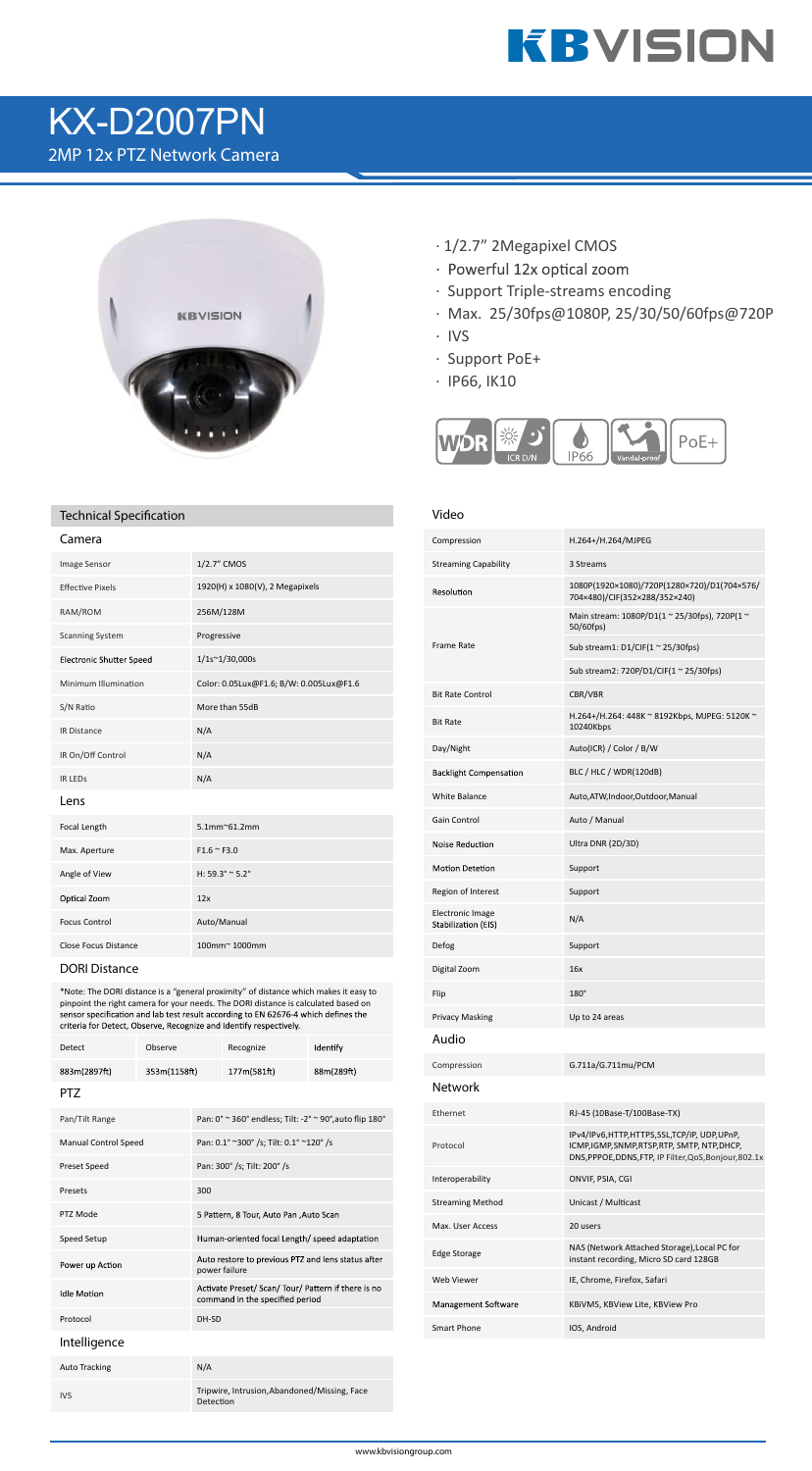# KX-D2007PN

2MP 12x PTZ Network Camera

- 1/2.7" 2Megapixel CMOS
- Powerful 12x optical zoom
- Support Triple-streams encoding
- Max. 25/30fps@1080P, 25/30/50/60fps@720P
- IVS
- Support PoE+
- IP66, IK10

## Technical Specification

### Camera

| | |
|---|---|
| Image Sensor | 1/2.7" CMOS |
| Effective Pixels | 1920(H) x 1080(V), 2 Megapixels |
| RAM/ROM | 256M/128M |
| Scanning System | Progressive |
| Electronic Shutter Speed | 1/1s~1/30,000s |
| Minimum Illumination | Color: 0.05Lux@F1.6; B/W: 0.005Lux@F1.6 |
| S/N Ratio | More than 55dB |
| IR Distance | N/A |
| IR On/Off Control | N/A |
| IR LEDs | N/A |

### Lens

| | |
|---|---|
| Focal Length | 5.1mm~61.2mm |
| Max. Aperture | F1.6 ~ F3.0 |
| Angle of View | H: 59.3° ~ 5.2° |
| Optical Zoom | 12x |
| Focus Control | Auto/Manual |
| Close Focus Distance | 100mm~ 1000mm |

### DORI Distance

*Note: The DORI distance is a "general proximity" of distance which makes it easy to pinpoint the right camera for your needs. The DORI distance is calculated based on sensor specification and lab test result according to EN 62676-4 which defines the criteria for Detect, Observe, Recognize and Identify respectively.

| Detect | Observe | Recognize | Identify |
|---|---|---|---|
| 883m(2897ft) | 353m(1158ft) | 177m(581ft) | 88m(289ft) |

### PTZ

| | |
|---|---|
| Pan/Tilt Range | Pan: 0° ~ 360° endless; Tilt: -2° ~ 90°,auto flip 180° |
| Manual Control Speed | Pan: 0.1° ~300° /s; Tilt: 0.1° ~120° /s |
| Preset Speed | Pan: 300° /s; Tilt: 200° /s |
| Presets | 300 |
| PTZ Mode | 5 Pattern, 8 Tour, Auto Pan ,Auto Scan |
| Speed Setup | Human-oriented focal Length/ speed adaptation |
| Power up Action | Auto restore to previous PTZ and lens status after power failure |
| Idle Motion | Activate Preset/ Scan/ Tour/ Pattern if there is no command in the specified period |
| Protocol | DH-SD |

### Intelligence

| | |
|---|---|
| Auto Tracking | N/A |
| IVS | Tripwire, Intrusion,Abandoned/Missing, Face Detection |

### Video

| | |
|---|---|
| Compression | H.264+/H.264/MJPEG |
| Streaming Capability | 3 Streams |
| Resolution | 1080P(1920×1080)/720P(1280×720)/D1(704×576/704×480)/CIF(352×288/352×240) |
| Frame Rate | Main stream: 1080P(1 ~ 25/30fps), 720P(1 ~ 50/60fps) |
| | Sub stream1: D1/CIF(1 ~ 25/30fps) |
| | Sub stream2: 720P/D1/CIF(1 ~ 25/30fps) |
| Bit Rate Control | CBR/VBR |
| Bit Rate | H.264+/H.264: 448K ~ 8192Kbps, MJPEG: 5120K ~ 10240Kbps |
| Day/Night | Auto(ICR) / Color / B/W |
| Backlight Compensation | BLC / HLC / WDR(120dB) |
| White Balance | Auto,ATW,Indoor,Outdoor,Manual |
| Gain Control | Auto / Manual |
| Noise Reduction | Ultra DNR (2D/3D) |
| Motion Detetion | Support |
| Region of Interest | Support |
| Electronic Image Stabilization (EIS) | N/A |
| Defog | Support |
| Digital Zoom | 16x |
| Flip | 180° |
| Privacy Masking | Up to 24 areas |

### Audio

| | |
|---|---|
| Compression | G.711a/G.711mu/PCM |

### Network

| | |
|---|---|
| Ethernet | RJ-45 (10Base-T/100Base-TX) |
| Protocol | IPv4/IPv6,HTTP,HTTPS,SSL,TCP/IP, UDP,UPnP, ICMP,IGMP,SNMP,RTSP,RTP, SMTP, NTP,DHCP, DNS,PPPOE,DDNS,FTP, IP Filter,QoS,Bonjour,802.1x |
| Interoperability | ONVIF, PSIA, CGI |
| Streaming Method | Unicast / Multicast |
| Max. User Access | 20 users |
| Edge Storage | NAS (Network Attached Storage),Local PC for instant recording, Micro SD card 128GB |
| Web Viewer | IE, Chrome, Firefox, Safari |
| Management Software | KBiVMS, KBView Lite, KBView Pro |
| Smart Phone | IOS, Android |

www.kbvisiongroup.com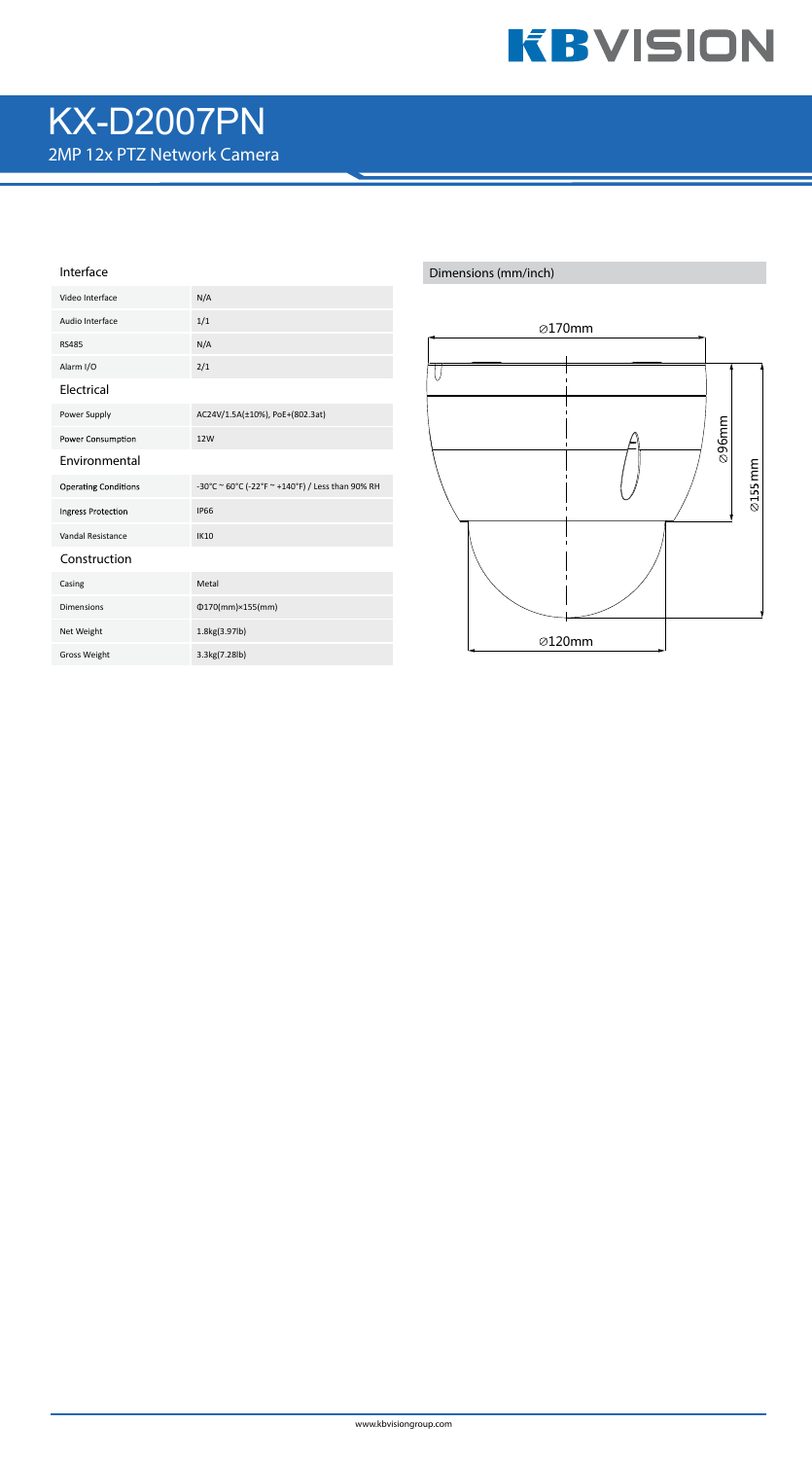# KX-D2007PN

2MP 12x PTZ Network Camera

## Interface

| | |
|---|---|
| Video Interface | N/A |
| Audio Interface | 1/1 |
| RS485 | N/A |
| Alarm I/O | 2/1 |

## Electrical

| | |
|---|---|
| Power Supply | AC24V/1.5A(±10%), PoE+(802.3at) |
| Power Consumption | 12W |

## Environmental

| | |
|---|---|
| Operating Conditions | -30°C ~ 60°C (-22°F ~ +140°F) / Less than 90% RH |
| Ingress Protection | IP66 |
| Vandal Resistance | IK10 |

## Construction

| | |
|---|---|
| Casing | Metal |
| Dimensions | Φ170(mm)×155(mm) |
| Net Weight | 1.8kg(3.97lb) |
| Gross Weight | 3.3kg(7.28lb) |

## Dimensions (mm/inch)

⌀170mm

⌀96mm

⌀155 mm

⌀120mm